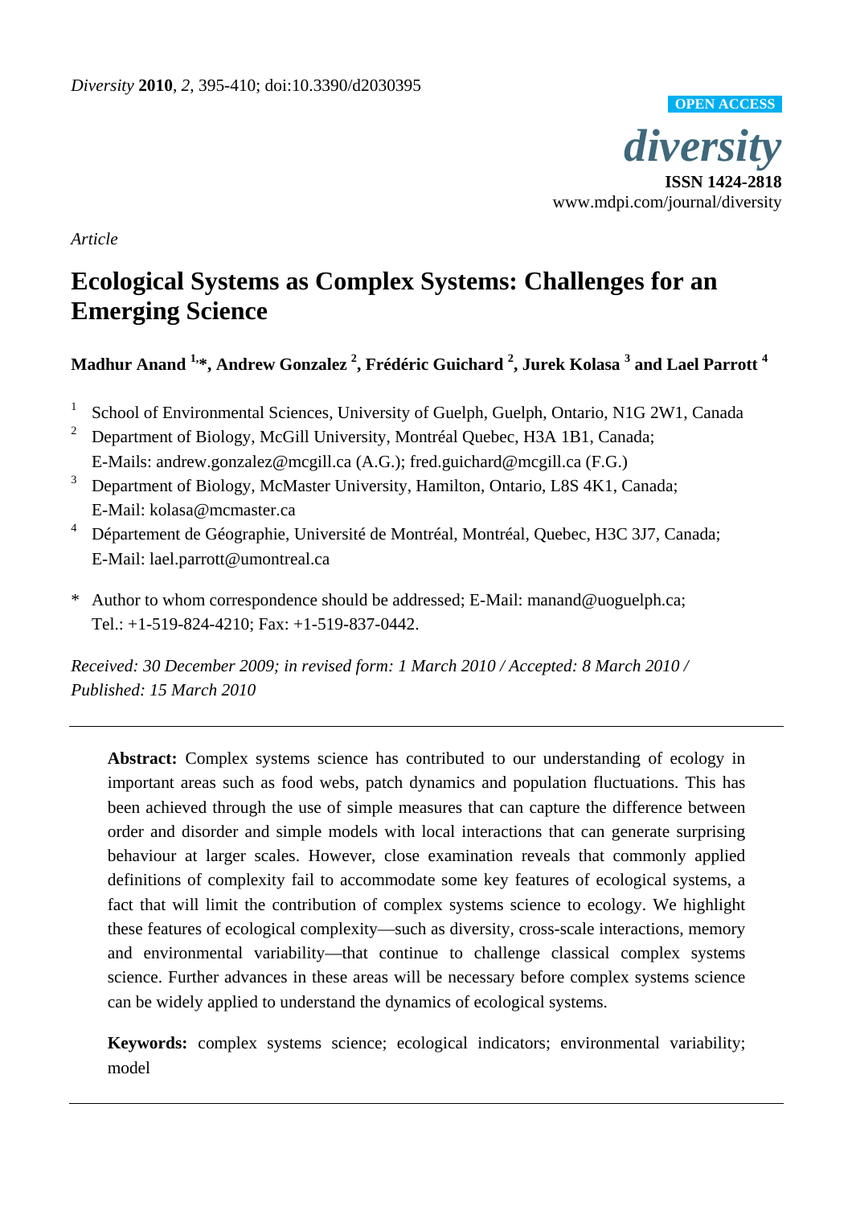*Diversity* **2010**, *2*, 395-410; doi:10.3390/d2030395

OPEN ACCESS

*diversity*

**ISSN 1424-2818**

www.mdpi.com/journal/diversity

*Article*

# Ecological Systems as Complex Systems: Challenges for an Emerging Science

**Madhur Anand [1,*], Andrew Gonzalez [2], Frédéric Guichard [2], Jurek Kolasa [3] and Lael Parrott [4]**

1. School of Environmental Sciences, University of Guelph, Guelph, Ontario, N1G 2W1, Canada
2. Department of Biology, McGill University, Montréal Quebec, H3A 1B1, Canada; E-Mails: andrew.gonzalez@mcgill.ca (A.G.); fred.guichard@mcgill.ca (F.G.)
3. Department of Biology, McMaster University, Hamilton, Ontario, L8S 4K1, Canada; E-Mail: kolasa@mcmaster.ca
4. Département de Géographie, Université de Montréal, Montréal, Quebec, H3C 3J7, Canada; E-Mail: lael.parrott@umontreal.ca

\* Author to whom correspondence should be addressed; E-Mail: manand@uoguelph.ca; Tel.: +1-519-824-4210; Fax: +1-519-837-0442.

*Received: 30 December 2009; in revised form: 1 March 2010 / Accepted: 8 March 2010 / Published: 15 March 2010*

---

**Abstract:** Complex systems science has contributed to our understanding of ecology in important areas such as food webs, patch dynamics and population fluctuations. This has been achieved through the use of simple measures that can capture the difference between order and disorder and simple models with local interactions that can generate surprising behaviour at larger scales. However, close examination reveals that commonly applied definitions of complexity fail to accommodate some key features of ecological systems, a fact that will limit the contribution of complex systems science to ecology. We highlight these features of ecological complexity—such as diversity, cross-scale interactions, memory and environmental variability—that continue to challenge classical complex systems science. Further advances in these areas will be necessary before complex systems science can be widely applied to understand the dynamics of ecological systems.

**Keywords:** complex systems science; ecological indicators; environmental variability; model

---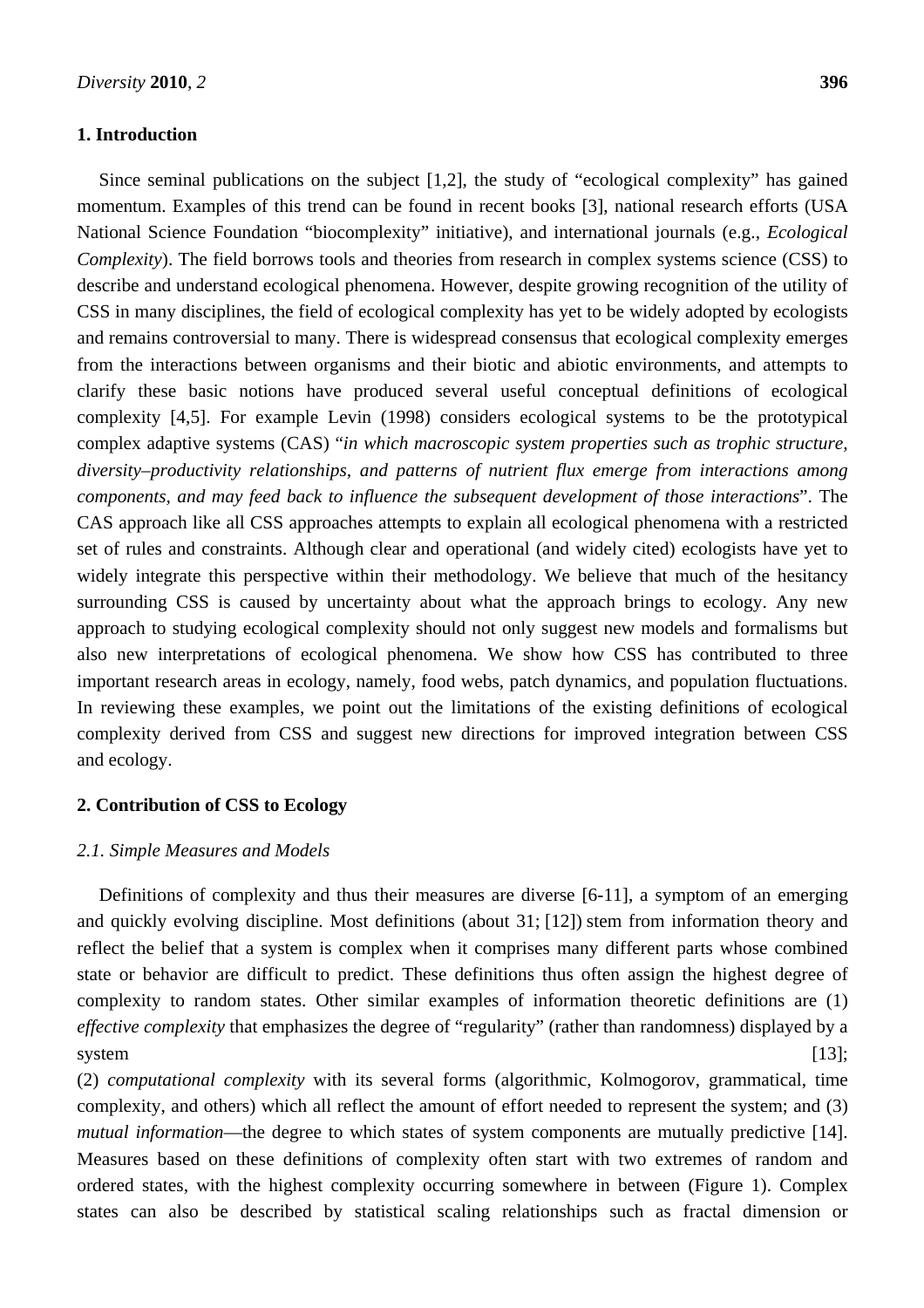## 1. Introduction

Since seminal publications on the subject [1,2], the study of "ecological complexity" has gained momentum. Examples of this trend can be found in recent books [3], national research efforts (USA National Science Foundation "biocomplexity" initiative), and international journals (e.g., *Ecological Complexity*). The field borrows tools and theories from research in complex systems science (CSS) to describe and understand ecological phenomena. However, despite growing recognition of the utility of CSS in many disciplines, the field of ecological complexity has yet to be widely adopted by ecologists and remains controversial to many. There is widespread consensus that ecological complexity emerges from the interactions between organisms and their biotic and abiotic environments, and attempts to clarify these basic notions have produced several useful conceptual definitions of ecological complexity [4,5]. For example Levin (1998) considers ecological systems to be the prototypical complex adaptive systems (CAS) "*in which macroscopic system properties such as trophic structure, diversity–productivity relationships, and patterns of nutrient flux emerge from interactions among components, and may feed back to influence the subsequent development of those interactions*". The CAS approach like all CSS approaches attempts to explain all ecological phenomena with a restricted set of rules and constraints. Although clear and operational (and widely cited) ecologists have yet to widely integrate this perspective within their methodology. We believe that much of the hesitancy surrounding CSS is caused by uncertainty about what the approach brings to ecology. Any new approach to studying ecological complexity should not only suggest new models and formalisms but also new interpretations of ecological phenomena. We show how CSS has contributed to three important research areas in ecology, namely, food webs, patch dynamics, and population fluctuations. In reviewing these examples, we point out the limitations of the existing definitions of ecological complexity derived from CSS and suggest new directions for improved integration between CSS and ecology.

## 2. Contribution of CSS to Ecology

### 2.1. Simple Measures and Models

Definitions of complexity and thus their measures are diverse [6-11], a symptom of an emerging and quickly evolving discipline. Most definitions (about 31; [12]) stem from information theory and reflect the belief that a system is complex when it comprises many different parts whose combined state or behavior are difficult to predict. These definitions thus often assign the highest degree of complexity to random states. Other similar examples of information theoretic definitions are (1) *effective complexity* that emphasizes the degree of "regularity" (rather than randomness) displayed by a system [13]; (2) *computational complexity* with its several forms (algorithmic, Kolmogorov, grammatical, time complexity, and others) which all reflect the amount of effort needed to represent the system; and (3) *mutual information*—the degree to which states of system components are mutually predictive [14]. Measures based on these definitions of complexity often start with two extremes of random and ordered states, with the highest complexity occurring somewhere in between (Figure 1). Complex states can also be described by statistical scaling relationships such as fractal dimension or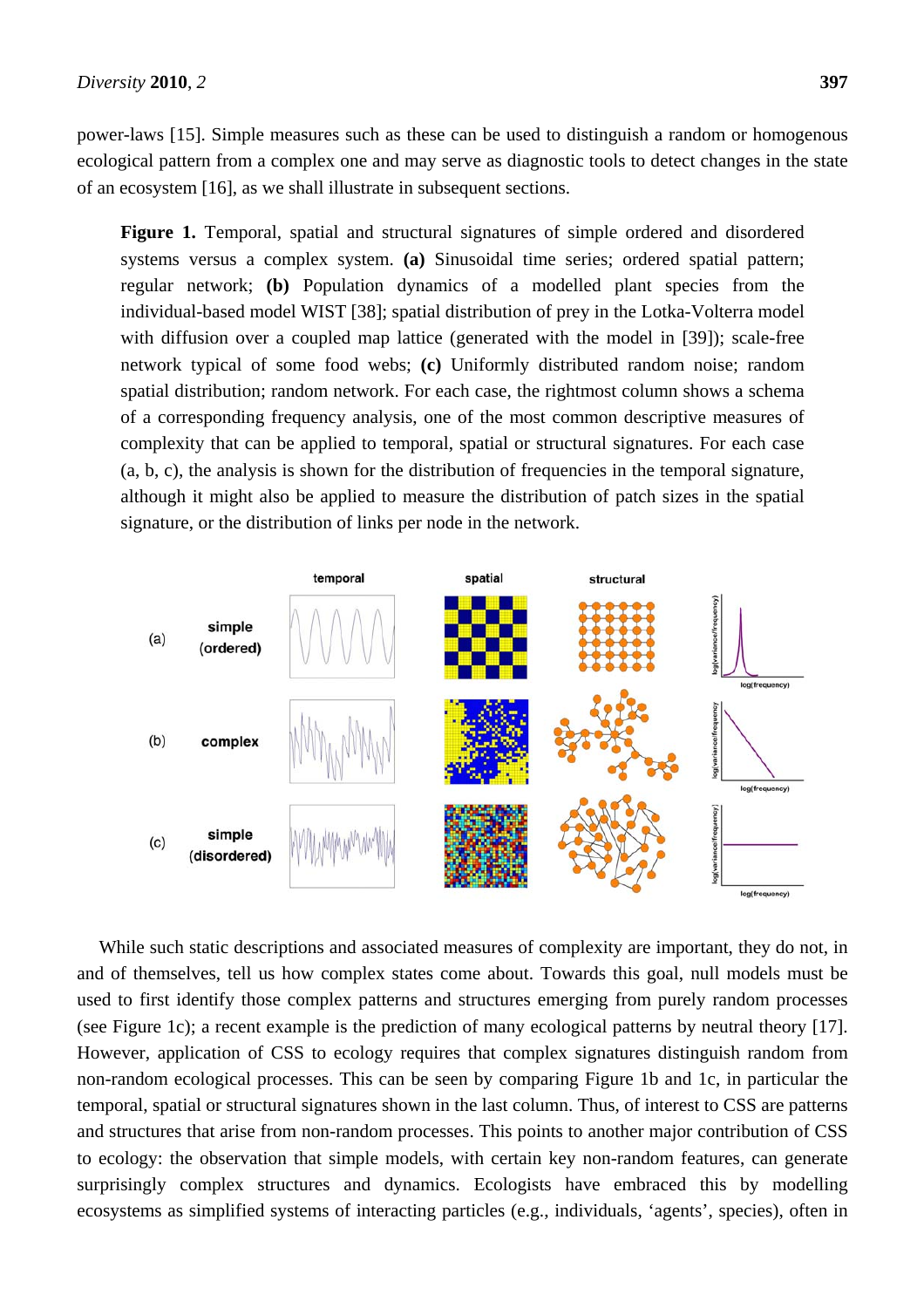power-laws [15]. Simple measures such as these can be used to distinguish a random or homogenous ecological pattern from a complex one and may serve as diagnostic tools to detect changes in the state of an ecosystem [16], as we shall illustrate in subsequent sections.

**Figure 1.** Temporal, spatial and structural signatures of simple ordered and disordered systems versus a complex system. **(a)** Sinusoidal time series; ordered spatial pattern; regular network; **(b)** Population dynamics of a modelled plant species from the individual-based model WIST [38]; spatial distribution of prey in the Lotka-Volterra model with diffusion over a coupled map lattice (generated with the model in [39]); scale-free network typical of some food webs; **(c)** Uniformly distributed random noise; random spatial distribution; random network. For each case, the rightmost column shows a schema of a corresponding frequency analysis, one of the most common descriptive measures of complexity that can be applied to temporal, spatial or structural signatures. For each case (a, b, c), the analysis is shown for the distribution of frequencies in the temporal signature, although it might also be applied to measure the distribution of patch sizes in the spatial signature, or the distribution of links per node in the network.

While such static descriptions and associated measures of complexity are important, they do not, in and of themselves, tell us how complex states come about. Towards this goal, null models must be used to first identify those complex patterns and structures emerging from purely random processes (see Figure 1c); a recent example is the prediction of many ecological patterns by neutral theory [17]. However, application of CSS to ecology requires that complex signatures distinguish random from non-random ecological processes. This can be seen by comparing Figure 1b and 1c, in particular the temporal, spatial or structural signatures shown in the last column. Thus, of interest to CSS are patterns and structures that arise from non-random processes. This points to another major contribution of CSS to ecology: the observation that simple models, with certain key non-random features, can generate surprisingly complex structures and dynamics. Ecologists have embraced this by modelling ecosystems as simplified systems of interacting particles (e.g., individuals, 'agents', species), often in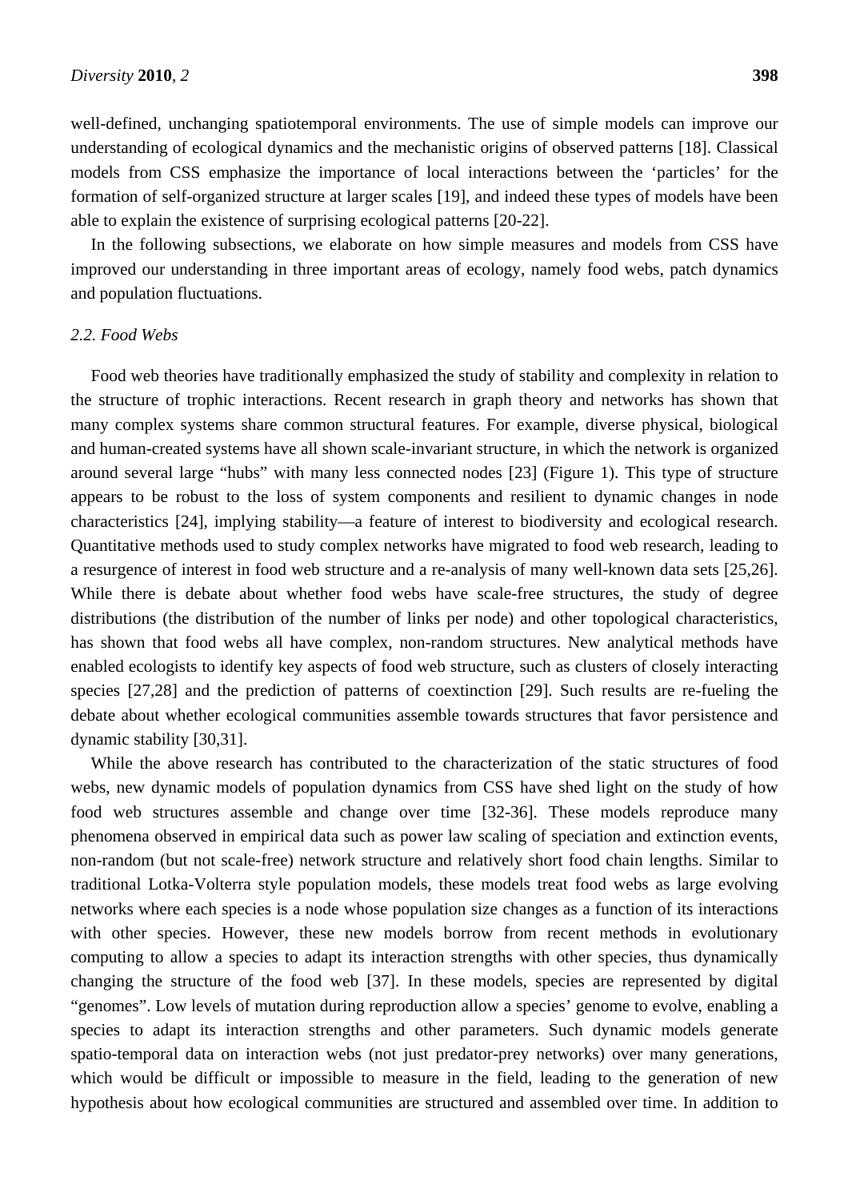well-defined, unchanging spatiotemporal environments. The use of simple models can improve our understanding of ecological dynamics and the mechanistic origins of observed patterns [18]. Classical models from CSS emphasize the importance of local interactions between the 'particles' for the formation of self-organized structure at larger scales [19], and indeed these types of models have been able to explain the existence of surprising ecological patterns [20-22].

In the following subsections, we elaborate on how simple measures and models from CSS have improved our understanding in three important areas of ecology, namely food webs, patch dynamics and population fluctuations.

### *2.2. Food Webs*

Food web theories have traditionally emphasized the study of stability and complexity in relation to the structure of trophic interactions. Recent research in graph theory and networks has shown that many complex systems share common structural features. For example, diverse physical, biological and human-created systems have all shown scale-invariant structure, in which the network is organized around several large "hubs" with many less connected nodes [23] (Figure 1). This type of structure appears to be robust to the loss of system components and resilient to dynamic changes in node characteristics [24], implying stability—a feature of interest to biodiversity and ecological research. Quantitative methods used to study complex networks have migrated to food web research, leading to a resurgence of interest in food web structure and a re-analysis of many well-known data sets [25,26]. While there is debate about whether food webs have scale-free structures, the study of degree distributions (the distribution of the number of links per node) and other topological characteristics, has shown that food webs all have complex, non-random structures. New analytical methods have enabled ecologists to identify key aspects of food web structure, such as clusters of closely interacting species [27,28] and the prediction of patterns of coextinction [29]. Such results are re-fueling the debate about whether ecological communities assemble towards structures that favor persistence and dynamic stability [30,31].

While the above research has contributed to the characterization of the static structures of food webs, new dynamic models of population dynamics from CSS have shed light on the study of how food web structures assemble and change over time [32-36]. These models reproduce many phenomena observed in empirical data such as power law scaling of speciation and extinction events, non-random (but not scale-free) network structure and relatively short food chain lengths. Similar to traditional Lotka-Volterra style population models, these models treat food webs as large evolving networks where each species is a node whose population size changes as a function of its interactions with other species. However, these new models borrow from recent methods in evolutionary computing to allow a species to adapt its interaction strengths with other species, thus dynamically changing the structure of the food web [37]. In these models, species are represented by digital "genomes". Low levels of mutation during reproduction allow a species' genome to evolve, enabling a species to adapt its interaction strengths and other parameters. Such dynamic models generate spatio-temporal data on interaction webs (not just predator-prey networks) over many generations, which would be difficult or impossible to measure in the field, leading to the generation of new hypothesis about how ecological communities are structured and assembled over time. In addition to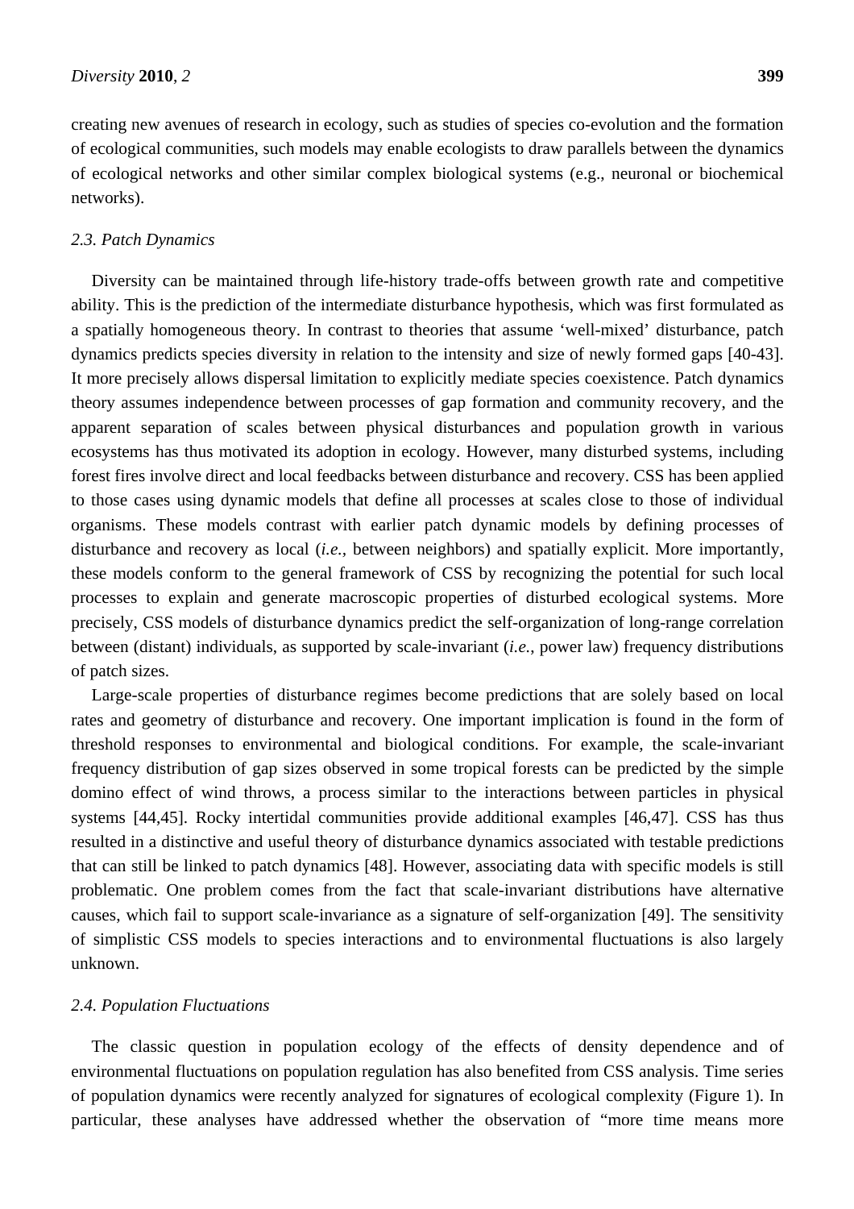creating new avenues of research in ecology, such as studies of species co-evolution and the formation of ecological communities, such models may enable ecologists to draw parallels between the dynamics of ecological networks and other similar complex biological systems (e.g., neuronal or biochemical networks).

### 2.3. Patch Dynamics

Diversity can be maintained through life-history trade-offs between growth rate and competitive ability. This is the prediction of the intermediate disturbance hypothesis, which was first formulated as a spatially homogeneous theory. In contrast to theories that assume 'well-mixed' disturbance, patch dynamics predicts species diversity in relation to the intensity and size of newly formed gaps [40-43]. It more precisely allows dispersal limitation to explicitly mediate species coexistence. Patch dynamics theory assumes independence between processes of gap formation and community recovery, and the apparent separation of scales between physical disturbances and population growth in various ecosystems has thus motivated its adoption in ecology. However, many disturbed systems, including forest fires involve direct and local feedbacks between disturbance and recovery. CSS has been applied to those cases using dynamic models that define all processes at scales close to those of individual organisms. These models contrast with earlier patch dynamic models by defining processes of disturbance and recovery as local (*i.e.*, between neighbors) and spatially explicit. More importantly, these models conform to the general framework of CSS by recognizing the potential for such local processes to explain and generate macroscopic properties of disturbed ecological systems. More precisely, CSS models of disturbance dynamics predict the self-organization of long-range correlation between (distant) individuals, as supported by scale-invariant (*i.e.*, power law) frequency distributions of patch sizes.

Large-scale properties of disturbance regimes become predictions that are solely based on local rates and geometry of disturbance and recovery. One important implication is found in the form of threshold responses to environmental and biological conditions. For example, the scale-invariant frequency distribution of gap sizes observed in some tropical forests can be predicted by the simple domino effect of wind throws, a process similar to the interactions between particles in physical systems [44,45]. Rocky intertidal communities provide additional examples [46,47]. CSS has thus resulted in a distinctive and useful theory of disturbance dynamics associated with testable predictions that can still be linked to patch dynamics [48]. However, associating data with specific models is still problematic. One problem comes from the fact that scale-invariant distributions have alternative causes, which fail to support scale-invariance as a signature of self-organization [49]. The sensitivity of simplistic CSS models to species interactions and to environmental fluctuations is also largely unknown.

### 2.4. Population Fluctuations

The classic question in population ecology of the effects of density dependence and of environmental fluctuations on population regulation has also benefited from CSS analysis. Time series of population dynamics were recently analyzed for signatures of ecological complexity (Figure 1). In particular, these analyses have addressed whether the observation of "more time means more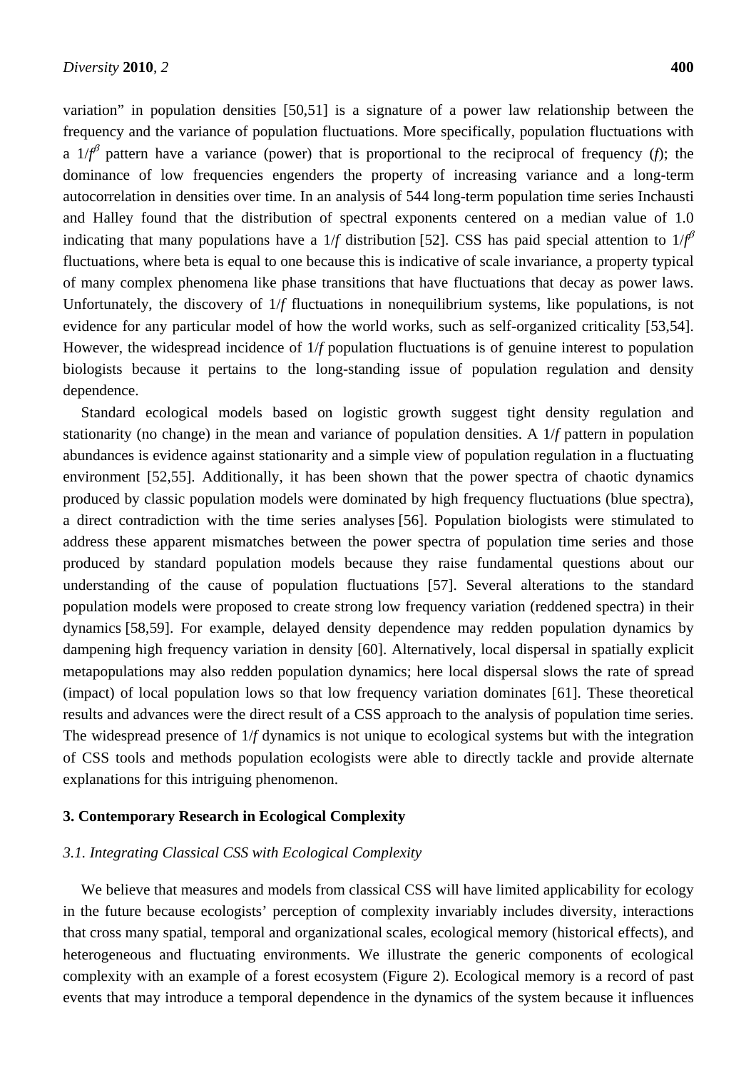variation" in population densities [50,51] is a signature of a power law relationship between the frequency and the variance of population fluctuations. More specifically, population fluctuations with a $1/f^{\beta}$ pattern have a variance (power) that is proportional to the reciprocal of frequency ($f$); the dominance of low frequencies engenders the property of increasing variance and a long-term autocorrelation in densities over time. In an analysis of 544 long-term population time series Inchausti and Halley found that the distribution of spectral exponents centered on a median value of 1.0 indicating that many populations have a $1/f$ distribution [52]. CSS has paid special attention to $1/f^{\beta}$ fluctuations, where beta is equal to one because this is indicative of scale invariance, a property typical of many complex phenomena like phase transitions that have fluctuations that decay as power laws. Unfortunately, the discovery of $1/f$ fluctuations in nonequilibrium systems, like populations, is not evidence for any particular model of how the world works, such as self-organized criticality [53,54]. However, the widespread incidence of $1/f$ population fluctuations is of genuine interest to population biologists because it pertains to the long-standing issue of population regulation and density dependence.

Standard ecological models based on logistic growth suggest tight density regulation and stationarity (no change) in the mean and variance of population densities. A $1/f$ pattern in population abundances is evidence against stationarity and a simple view of population regulation in a fluctuating environment [52,55]. Additionally, it has been shown that the power spectra of chaotic dynamics produced by classic population models were dominated by high frequency fluctuations (blue spectra), a direct contradiction with the time series analyses [56]. Population biologists were stimulated to address these apparent mismatches between the power spectra of population time series and those produced by standard population models because they raise fundamental questions about our understanding of the cause of population fluctuations [57]. Several alterations to the standard population models were proposed to create strong low frequency variation (reddened spectra) in their dynamics [58,59]. For example, delayed density dependence may redden population dynamics by dampening high frequency variation in density [60]. Alternatively, local dispersal in spatially explicit metapopulations may also redden population dynamics; here local dispersal slows the rate of spread (impact) of local population lows so that low frequency variation dominates [61]. These theoretical results and advances were the direct result of a CSS approach to the analysis of population time series. The widespread presence of $1/f$ dynamics is not unique to ecological systems but with the integration of CSS tools and methods population ecologists were able to directly tackle and provide alternate explanations for this intriguing phenomenon.

## 3. Contemporary Research in Ecological Complexity

### *3.1. Integrating Classical CSS with Ecological Complexity*

We believe that measures and models from classical CSS will have limited applicability for ecology in the future because ecologists' perception of complexity invariably includes diversity, interactions that cross many spatial, temporal and organizational scales, ecological memory (historical effects), and heterogeneous and fluctuating environments. We illustrate the generic components of ecological complexity with an example of a forest ecosystem (Figure 2). Ecological memory is a record of past events that may introduce a temporal dependence in the dynamics of the system because it influences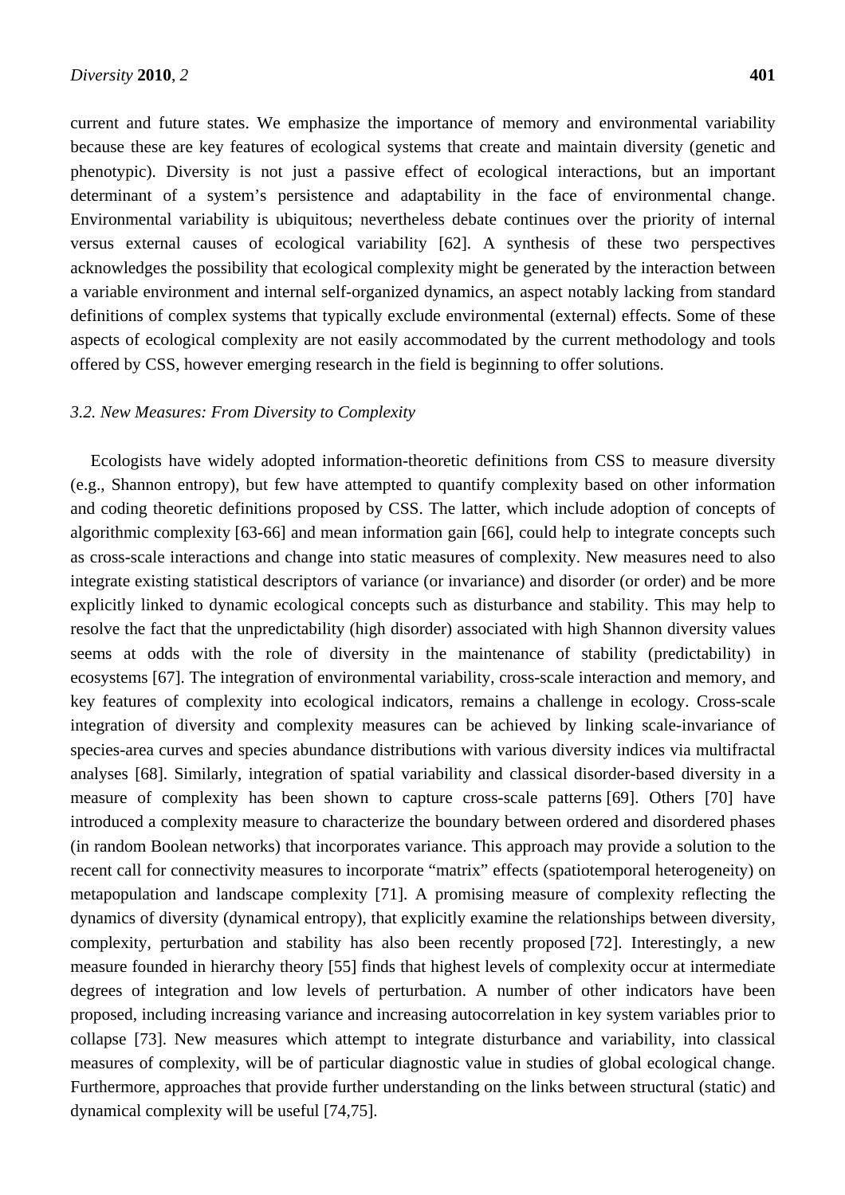current and future states. We emphasize the importance of memory and environmental variability because these are key features of ecological systems that create and maintain diversity (genetic and phenotypic). Diversity is not just a passive effect of ecological interactions, but an important determinant of a system's persistence and adaptability in the face of environmental change. Environmental variability is ubiquitous; nevertheless debate continues over the priority of internal versus external causes of ecological variability [62]. A synthesis of these two perspectives acknowledges the possibility that ecological complexity might be generated by the interaction between a variable environment and internal self-organized dynamics, an aspect notably lacking from standard definitions of complex systems that typically exclude environmental (external) effects. Some of these aspects of ecological complexity are not easily accommodated by the current methodology and tools offered by CSS, however emerging research in the field is beginning to offer solutions.

### *3.2. New Measures: From Diversity to Complexity*

Ecologists have widely adopted information-theoretic definitions from CSS to measure diversity (e.g., Shannon entropy), but few have attempted to quantify complexity based on other information and coding theoretic definitions proposed by CSS. The latter, which include adoption of concepts of algorithmic complexity [63-66] and mean information gain [66], could help to integrate concepts such as cross-scale interactions and change into static measures of complexity. New measures need to also integrate existing statistical descriptors of variance (or invariance) and disorder (or order) and be more explicitly linked to dynamic ecological concepts such as disturbance and stability. This may help to resolve the fact that the unpredictability (high disorder) associated with high Shannon diversity values seems at odds with the role of diversity in the maintenance of stability (predictability) in ecosystems [67]. The integration of environmental variability, cross-scale interaction and memory, and key features of complexity into ecological indicators, remains a challenge in ecology. Cross-scale integration of diversity and complexity measures can be achieved by linking scale-invariance of species-area curves and species abundance distributions with various diversity indices via multifractal analyses [68]. Similarly, integration of spatial variability and classical disorder-based diversity in a measure of complexity has been shown to capture cross-scale patterns [69]. Others [70] have introduced a complexity measure to characterize the boundary between ordered and disordered phases (in random Boolean networks) that incorporates variance. This approach may provide a solution to the recent call for connectivity measures to incorporate "matrix" effects (spatiotemporal heterogeneity) on metapopulation and landscape complexity [71]. A promising measure of complexity reflecting the dynamics of diversity (dynamical entropy), that explicitly examine the relationships between diversity, complexity, perturbation and stability has also been recently proposed [72]. Interestingly, a new measure founded in hierarchy theory [55] finds that highest levels of complexity occur at intermediate degrees of integration and low levels of perturbation. A number of other indicators have been proposed, including increasing variance and increasing autocorrelation in key system variables prior to collapse [73]. New measures which attempt to integrate disturbance and variability, into classical measures of complexity, will be of particular diagnostic value in studies of global ecological change. Furthermore, approaches that provide further understanding on the links between structural (static) and dynamical complexity will be useful [74,75].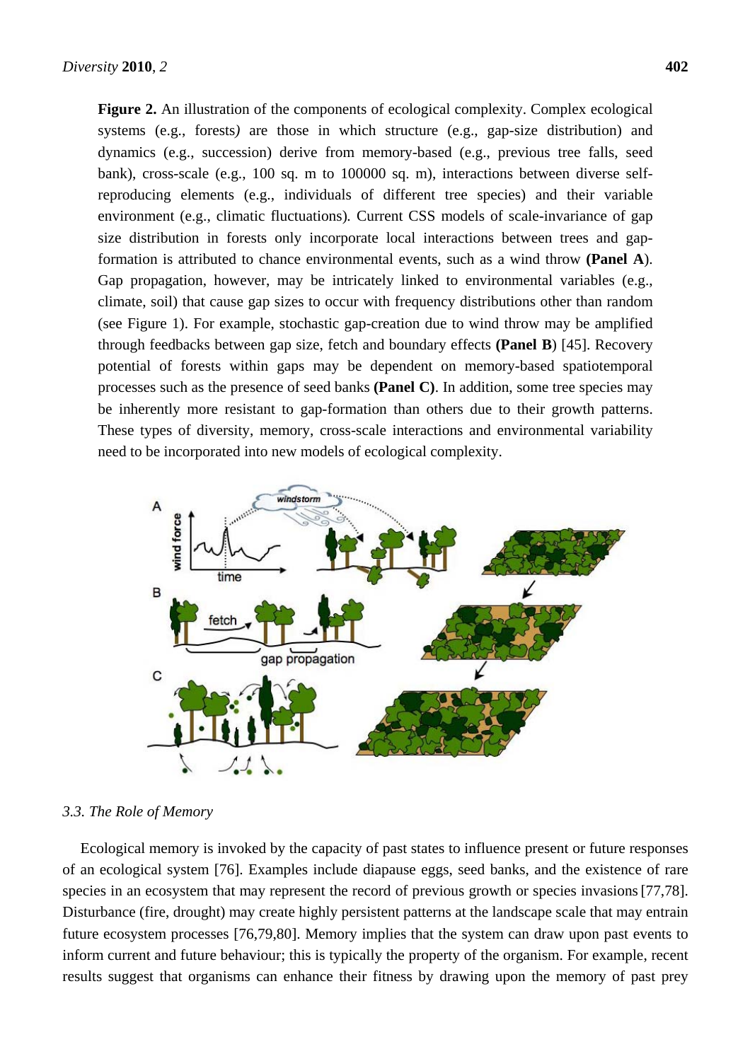**Figure 2.** An illustration of the components of ecological complexity. Complex ecological systems (e.g., forests) are those in which structure (e.g., gap-size distribution) and dynamics (e.g., succession) derive from memory-based (e.g., previous tree falls, seed bank), cross-scale (e.g., 100 sq. m to 100000 sq. m), interactions between diverse self-reproducing elements (e.g., individuals of different tree species) and their variable environment (e.g., climatic fluctuations). Current CSS models of scale-invariance of gap size distribution in forests only incorporate local interactions between trees and gap-formation is attributed to chance environmental events, such as a wind throw **(Panel A**). Gap propagation, however, may be intricately linked to environmental variables (e.g., climate, soil) that cause gap sizes to occur with frequency distributions other than random (see Figure 1). For example, stochastic gap-creation due to wind throw may be amplified through feedbacks between gap size, fetch and boundary effects **(Panel B**) [45]. Recovery potential of forests within gaps may be dependent on memory-based spatiotemporal processes such as the presence of seed banks **(Panel C)**. In addition, some tree species may be inherently more resistant to gap-formation than others due to their growth patterns. These types of diversity, memory, cross-scale interactions and environmental variability need to be incorporated into new models of ecological complexity.

### *3.3. The Role of Memory*

Ecological memory is invoked by the capacity of past states to influence present or future responses of an ecological system [76]. Examples include diapause eggs, seed banks, and the existence of rare species in an ecosystem that may represent the record of previous growth or species invasions [77,78]. Disturbance (fire, drought) may create highly persistent patterns at the landscape scale that may entrain future ecosystem processes [76,79,80]. Memory implies that the system can draw upon past events to inform current and future behaviour; this is typically the property of the organism. For example, recent results suggest that organisms can enhance their fitness by drawing upon the memory of past prey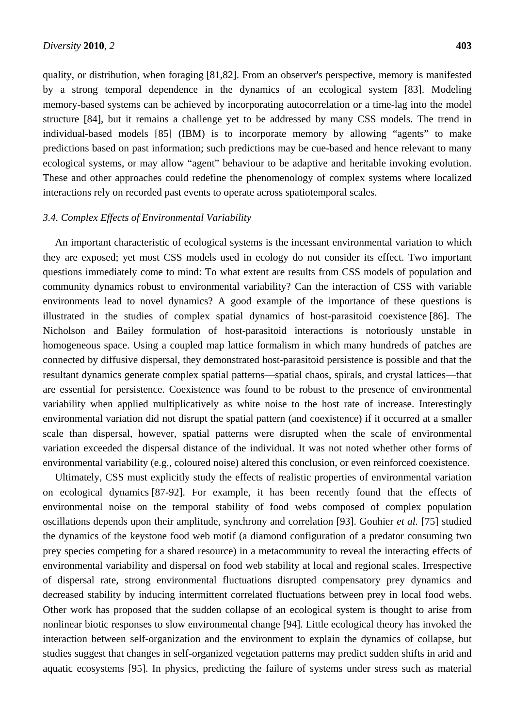quality, or distribution, when foraging [81,82]. From an observer's perspective, memory is manifested by a strong temporal dependence in the dynamics of an ecological system [83]. Modeling memory-based systems can be achieved by incorporating autocorrelation or a time-lag into the model structure [84], but it remains a challenge yet to be addressed by many CSS models. The trend in individual-based models [85] (IBM) is to incorporate memory by allowing "agents" to make predictions based on past information; such predictions may be cue-based and hence relevant to many ecological systems, or may allow "agent" behaviour to be adaptive and heritable invoking evolution. These and other approaches could redefine the phenomenology of complex systems where localized interactions rely on recorded past events to operate across spatiotemporal scales.

### *3.4. Complex Effects of Environmental Variability*

An important characteristic of ecological systems is the incessant environmental variation to which they are exposed; yet most CSS models used in ecology do not consider its effect. Two important questions immediately come to mind: To what extent are results from CSS models of population and community dynamics robust to environmental variability? Can the interaction of CSS with variable environments lead to novel dynamics? A good example of the importance of these questions is illustrated in the studies of complex spatial dynamics of host-parasitoid coexistence [86]. The Nicholson and Bailey formulation of host-parasitoid interactions is notoriously unstable in homogeneous space. Using a coupled map lattice formalism in which many hundreds of patches are connected by diffusive dispersal, they demonstrated host-parasitoid persistence is possible and that the resultant dynamics generate complex spatial patterns—spatial chaos, spirals, and crystal lattices—that are essential for persistence. Coexistence was found to be robust to the presence of environmental variability when applied multiplicatively as white noise to the host rate of increase. Interestingly environmental variation did not disrupt the spatial pattern (and coexistence) if it occurred at a smaller scale than dispersal, however, spatial patterns were disrupted when the scale of environmental variation exceeded the dispersal distance of the individual. It was not noted whether other forms of environmental variability (e.g., coloured noise) altered this conclusion, or even reinforced coexistence.

Ultimately, CSS must explicitly study the effects of realistic properties of environmental variation on ecological dynamics [87-92]. For example, it has been recently found that the effects of environmental noise on the temporal stability of food webs composed of complex population oscillations depends upon their amplitude, synchrony and correlation [93]. Gouhier *et al.* [75] studied the dynamics of the keystone food web motif (a diamond configuration of a predator consuming two prey species competing for a shared resource) in a metacommunity to reveal the interacting effects of environmental variability and dispersal on food web stability at local and regional scales. Irrespective of dispersal rate, strong environmental fluctuations disrupted compensatory prey dynamics and decreased stability by inducing intermittent correlated fluctuations between prey in local food webs. Other work has proposed that the sudden collapse of an ecological system is thought to arise from nonlinear biotic responses to slow environmental change [94]. Little ecological theory has invoked the interaction between self-organization and the environment to explain the dynamics of collapse, but studies suggest that changes in self-organized vegetation patterns may predict sudden shifts in arid and aquatic ecosystems [95]. In physics, predicting the failure of systems under stress such as material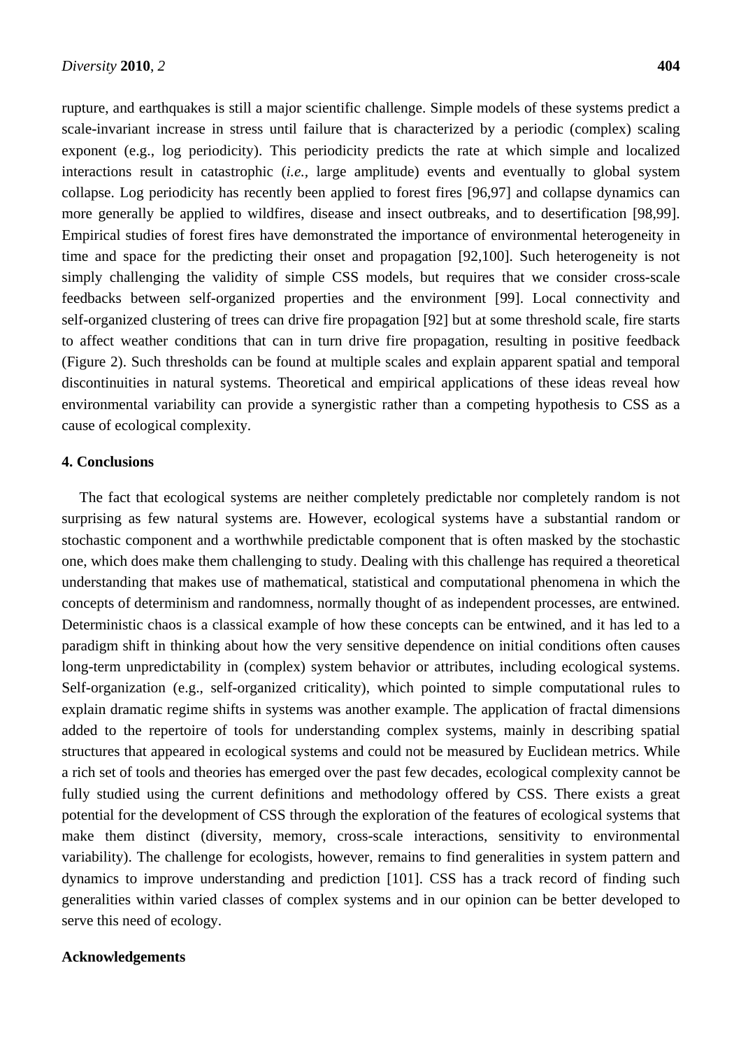rupture, and earthquakes is still a major scientific challenge. Simple models of these systems predict a scale-invariant increase in stress until failure that is characterized by a periodic (complex) scaling exponent (e.g., log periodicity). This periodicity predicts the rate at which simple and localized interactions result in catastrophic (*i.e.*, large amplitude) events and eventually to global system collapse. Log periodicity has recently been applied to forest fires [96,97] and collapse dynamics can more generally be applied to wildfires, disease and insect outbreaks, and to desertification [98,99]. Empirical studies of forest fires have demonstrated the importance of environmental heterogeneity in time and space for the predicting their onset and propagation [92,100]. Such heterogeneity is not simply challenging the validity of simple CSS models, but requires that we consider cross-scale feedbacks between self-organized properties and the environment [99]. Local connectivity and self-organized clustering of trees can drive fire propagation [92] but at some threshold scale, fire starts to affect weather conditions that can in turn drive fire propagation, resulting in positive feedback (Figure 2). Such thresholds can be found at multiple scales and explain apparent spatial and temporal discontinuities in natural systems. Theoretical and empirical applications of these ideas reveal how environmental variability can provide a synergistic rather than a competing hypothesis to CSS as a cause of ecological complexity.

## 4. Conclusions

The fact that ecological systems are neither completely predictable nor completely random is not surprising as few natural systems are. However, ecological systems have a substantial random or stochastic component and a worthwhile predictable component that is often masked by the stochastic one, which does make them challenging to study. Dealing with this challenge has required a theoretical understanding that makes use of mathematical, statistical and computational phenomena in which the concepts of determinism and randomness, normally thought of as independent processes, are entwined. Deterministic chaos is a classical example of how these concepts can be entwined, and it has led to a paradigm shift in thinking about how the very sensitive dependence on initial conditions often causes long-term unpredictability in (complex) system behavior or attributes, including ecological systems. Self-organization (e.g., self-organized criticality), which pointed to simple computational rules to explain dramatic regime shifts in systems was another example. The application of fractal dimensions added to the repertoire of tools for understanding complex systems, mainly in describing spatial structures that appeared in ecological systems and could not be measured by Euclidean metrics. While a rich set of tools and theories has emerged over the past few decades, ecological complexity cannot be fully studied using the current definitions and methodology offered by CSS. There exists a great potential for the development of CSS through the exploration of the features of ecological systems that make them distinct (diversity, memory, cross-scale interactions, sensitivity to environmental variability). The challenge for ecologists, however, remains to find generalities in system pattern and dynamics to improve understanding and prediction [101]. CSS has a track record of finding such generalities within varied classes of complex systems and in our opinion can be better developed to serve this need of ecology.

## Acknowledgements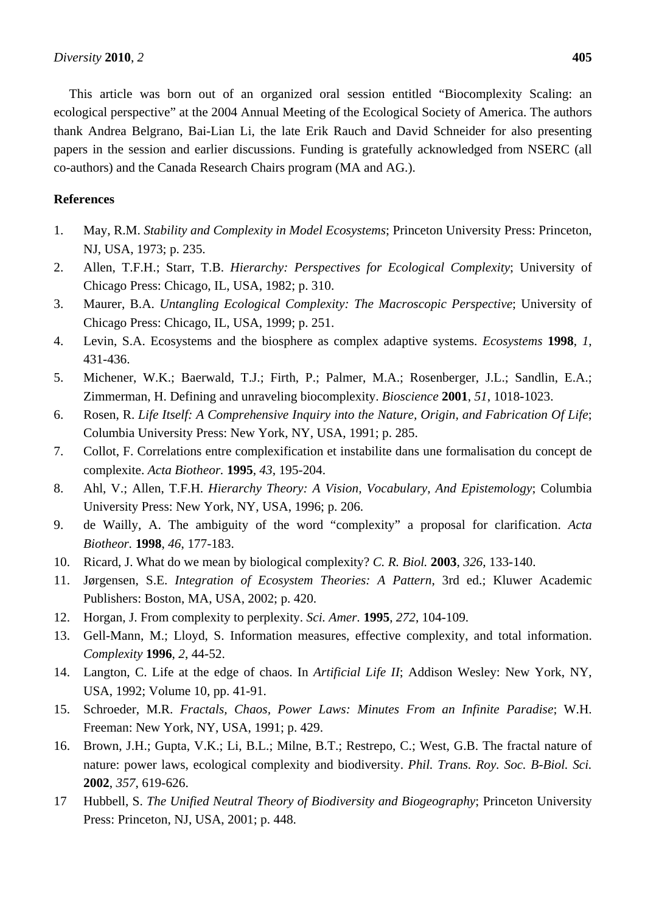This article was born out of an organized oral session entitled “Biocomplexity Scaling: an ecological perspective” at the 2004 Annual Meeting of the Ecological Society of America. The authors thank Andrea Belgrano, Bai-Lian Li, the late Erik Rauch and David Schneider for also presenting papers in the session and earlier discussions. Funding is gratefully acknowledged from NSERC (all co-authors) and the Canada Research Chairs program (MA and AG.).

## References

1. May, R.M. *Stability and Complexity in Model Ecosystems*; Princeton University Press: Princeton, NJ, USA, 1973; p. 235.
2. Allen, T.F.H.; Starr, T.B. *Hierarchy: Perspectives for Ecological Complexity*; University of Chicago Press: Chicago, IL, USA, 1982; p. 310.
3. Maurer, B.A. *Untangling Ecological Complexity: The Macroscopic Perspective*; University of Chicago Press: Chicago, IL, USA, 1999; p. 251.
4. Levin, S.A. Ecosystems and the biosphere as complex adaptive systems. *Ecosystems* **1998**, *1*, 431-436.
5. Michener, W.K.; Baerwald, T.J.; Firth, P.; Palmer, M.A.; Rosenberger, J.L.; Sandlin, E.A.; Zimmerman, H. Defining and unraveling biocomplexity. *Bioscience* **2001**, *51*, 1018-1023.
6. Rosen, R. *Life Itself: A Comprehensive Inquiry into the Nature, Origin, and Fabrication Of Life*; Columbia University Press: New York, NY, USA, 1991; p. 285.
7. Collot, F. Correlations entre complexification et instabilite dans une formalisation du concept de complexite. *Acta Biotheor.* **1995**, *43*, 195-204.
8. Ahl, V.; Allen, T.F.H. *Hierarchy Theory: A Vision, Vocabulary, And Epistemology*; Columbia University Press: New York, NY, USA, 1996; p. 206.
9. de Wailly, A. The ambiguity of the word “complexity” a proposal for clarification. *Acta Biotheor.* **1998**, *46*, 177-183.
10. Ricard, J. What do we mean by biological complexity? *C. R. Biol.* **2003**, *326*, 133-140.
11. Jørgensen, S.E. *Integration of Ecosystem Theories: A Pattern*, 3rd ed.; Kluwer Academic Publishers: Boston, MA, USA, 2002; p. 420.
12. Horgan, J. From complexity to perplexity. *Sci. Amer.* **1995**, *272*, 104-109.
13. Gell-Mann, M.; Lloyd, S. Information measures, effective complexity, and total information. *Complexity* **1996**, *2*, 44-52.
14. Langton, C. Life at the edge of chaos. In *Artificial Life II*; Addison Wesley: New York, NY, USA, 1992; Volume 10, pp. 41-91.
15. Schroeder, M.R. *Fractals, Chaos, Power Laws: Minutes From an Infinite Paradise*; W.H. Freeman: New York, NY, USA, 1991; p. 429.
16. Brown, J.H.; Gupta, V.K.; Li, B.L.; Milne, B.T.; Restrepo, C.; West, G.B. The fractal nature of nature: power laws, ecological complexity and biodiversity. *Phil. Trans. Roy. Soc. B-Biol. Sci.* **2002**, *357*, 619-626.
17. Hubbell, S. *The Unified Neutral Theory of Biodiversity and Biogeography*; Princeton University Press: Princeton, NJ, USA, 2001; p. 448.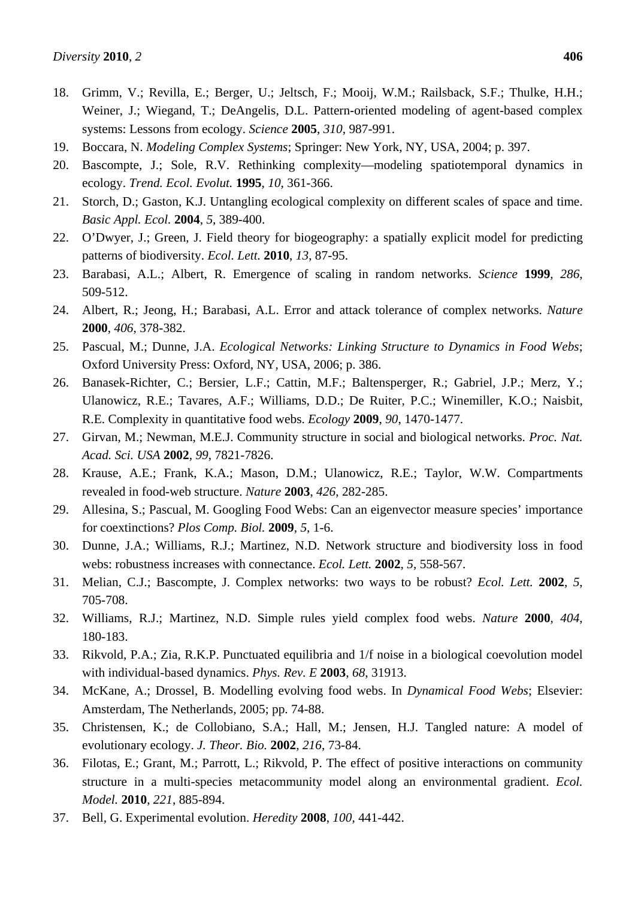18. Grimm, V.; Revilla, E.; Berger, U.; Jeltsch, F.; Mooij, W.M.; Railsback, S.F.; Thulke, H.H.; Weiner, J.; Wiegand, T.; DeAngelis, D.L. Pattern-oriented modeling of agent-based complex systems: Lessons from ecology. *Science* **2005**, *310*, 987-991.
19. Boccara, N. *Modeling Complex Systems*; Springer: New York, NY, USA, 2004; p. 397.
20. Bascompte, J.; Sole, R.V. Rethinking complexity—modeling spatiotemporal dynamics in ecology. *Trend. Ecol. Evolut.* **1995**, *10*, 361-366.
21. Storch, D.; Gaston, K.J. Untangling ecological complexity on different scales of space and time. *Basic Appl. Ecol.* **2004**, *5*, 389-400.
22. O'Dwyer, J.; Green, J. Field theory for biogeography: a spatially explicit model for predicting patterns of biodiversity. *Ecol. Lett.* **2010**, *13*, 87-95.
23. Barabasi, A.L.; Albert, R. Emergence of scaling in random networks. *Science* **1999**, *286*, 509-512.
24. Albert, R.; Jeong, H.; Barabasi, A.L. Error and attack tolerance of complex networks. *Nature* **2000**, *406*, 378-382.
25. Pascual, M.; Dunne, J.A. *Ecological Networks: Linking Structure to Dynamics in Food Webs*; Oxford University Press: Oxford, NY, USA, 2006; p. 386.
26. Banasek-Richter, C.; Bersier, L.F.; Cattin, M.F.; Baltensperger, R.; Gabriel, J.P.; Merz, Y.; Ulanowicz, R.E.; Tavares, A.F.; Williams, D.D.; De Ruiter, P.C.; Winemiller, K.O.; Naisbit, R.E. Complexity in quantitative food webs. *Ecology* **2009**, *90*, 1470-1477.
27. Girvan, M.; Newman, M.E.J. Community structure in social and biological networks. *Proc. Nat. Acad. Sci. USA* **2002**, *99*, 7821-7826.
28. Krause, A.E.; Frank, K.A.; Mason, D.M.; Ulanowicz, R.E.; Taylor, W.W. Compartments revealed in food-web structure. *Nature* **2003**, *426*, 282-285.
29. Allesina, S.; Pascual, M. Googling Food Webs: Can an eigenvector measure species' importance for coextinctions? *Plos Comp. Biol.* **2009**, *5*, 1-6.
30. Dunne, J.A.; Williams, R.J.; Martinez, N.D. Network structure and biodiversity loss in food webs: robustness increases with connectance. *Ecol. Lett.* **2002**, *5*, 558-567.
31. Melian, C.J.; Bascompte, J. Complex networks: two ways to be robust? *Ecol. Lett.* **2002**, *5*, 705-708.
32. Williams, R.J.; Martinez, N.D. Simple rules yield complex food webs. *Nature* **2000**, *404*, 180-183.
33. Rikvold, P.A.; Zia, R.K.P. Punctuated equilibria and 1/f noise in a biological coevolution model with individual-based dynamics. *Phys. Rev. E* **2003**, *68*, 31913.
34. McKane, A.; Drossel, B. Modelling evolving food webs. In *Dynamical Food Webs*; Elsevier: Amsterdam, The Netherlands, 2005; pp. 74-88.
35. Christensen, K.; de Collobiano, S.A.; Hall, M.; Jensen, H.J. Tangled nature: A model of evolutionary ecology. *J. Theor. Bio.* **2002**, *216*, 73-84.
36. Filotas, E.; Grant, M.; Parrott, L.; Rikvold, P. The effect of positive interactions on community structure in a multi-species metacommunity model along an environmental gradient. *Ecol. Model.* **2010**, *221*, 885-894.
37. Bell, G. Experimental evolution. *Heredity* **2008**, *100*, 441-442.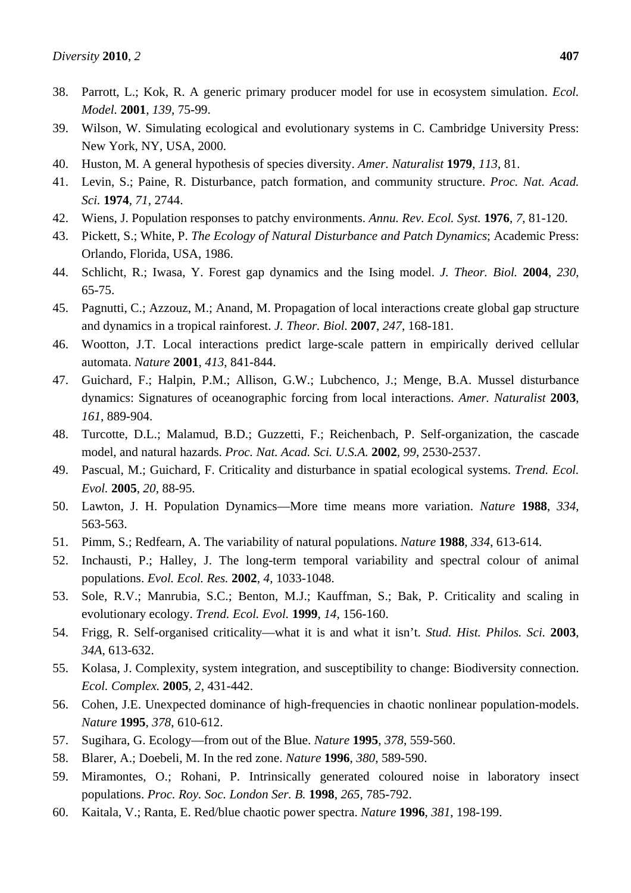38. Parrott, L.; Kok, R. A generic primary producer model for use in ecosystem simulation. *Ecol. Model.* **2001**, *139*, 75-99.
39. Wilson, W. Simulating ecological and evolutionary systems in C. Cambridge University Press: New York, NY, USA, 2000.
40. Huston, M. A general hypothesis of species diversity. *Amer. Naturalist* **1979**, *113*, 81.
41. Levin, S.; Paine, R. Disturbance, patch formation, and community structure. *Proc. Nat. Acad. Sci.* **1974**, *71*, 2744.
42. Wiens, J. Population responses to patchy environments. *Annu. Rev. Ecol. Syst.* **1976**, *7*, 81-120.
43. Pickett, S.; White, P. *The Ecology of Natural Disturbance and Patch Dynamics*; Academic Press: Orlando, Florida, USA, 1986.
44. Schlicht, R.; Iwasa, Y. Forest gap dynamics and the Ising model. *J. Theor. Biol.* **2004**, *230*, 65-75.
45. Pagnutti, C.; Azzouz, M.; Anand, M. Propagation of local interactions create global gap structure and dynamics in a tropical rainforest. *J. Theor. Biol.* **2007**, *247*, 168-181.
46. Wootton, J.T. Local interactions predict large-scale pattern in empirically derived cellular automata. *Nature* **2001**, *413*, 841-844.
47. Guichard, F.; Halpin, P.M.; Allison, G.W.; Lubchenco, J.; Menge, B.A. Mussel disturbance dynamics: Signatures of oceanographic forcing from local interactions. *Amer. Naturalist* **2003**, *161*, 889-904.
48. Turcotte, D.L.; Malamud, B.D.; Guzzetti, F.; Reichenbach, P. Self-organization, the cascade model, and natural hazards. *Proc. Nat. Acad. Sci. U.S.A.* **2002**, *99*, 2530-2537.
49. Pascual, M.; Guichard, F. Criticality and disturbance in spatial ecological systems. *Trend. Ecol. Evol.* **2005**, *20*, 88-95.
50. Lawton, J. H. Population Dynamics—More time means more variation. *Nature* **1988**, *334*, 563-563.
51. Pimm, S.; Redfearn, A. The variability of natural populations. *Nature* **1988**, *334*, 613-614.
52. Inchausti, P.; Halley, J. The long-term temporal variability and spectral colour of animal populations. *Evol. Ecol. Res.* **2002**, *4*, 1033-1048.
53. Sole, R.V.; Manrubia, S.C.; Benton, M.J.; Kauffman, S.; Bak, P. Criticality and scaling in evolutionary ecology. *Trend. Ecol. Evol.* **1999**, *14*, 156-160.
54. Frigg, R. Self-organised criticality—what it is and what it isn't. *Stud. Hist. Philos. Sci.* **2003**, *34A*, 613-632.
55. Kolasa, J. Complexity, system integration, and susceptibility to change: Biodiversity connection. *Ecol. Complex.* **2005**, *2*, 431-442.
56. Cohen, J.E. Unexpected dominance of high-frequencies in chaotic nonlinear population-models. *Nature* **1995**, *378*, 610-612.
57. Sugihara, G. Ecology—from out of the Blue. *Nature* **1995**, *378*, 559-560.
58. Blarer, A.; Doebeli, M. In the red zone. *Nature* **1996**, *380*, 589-590.
59. Miramontes, O.; Rohani, P. Intrinsically generated coloured noise in laboratory insect populations. *Proc. Roy. Soc. London Ser. B.* **1998**, *265*, 785-792.
60. Kaitala, V.; Ranta, E. Red/blue chaotic power spectra. *Nature* **1996**, *381*, 198-199.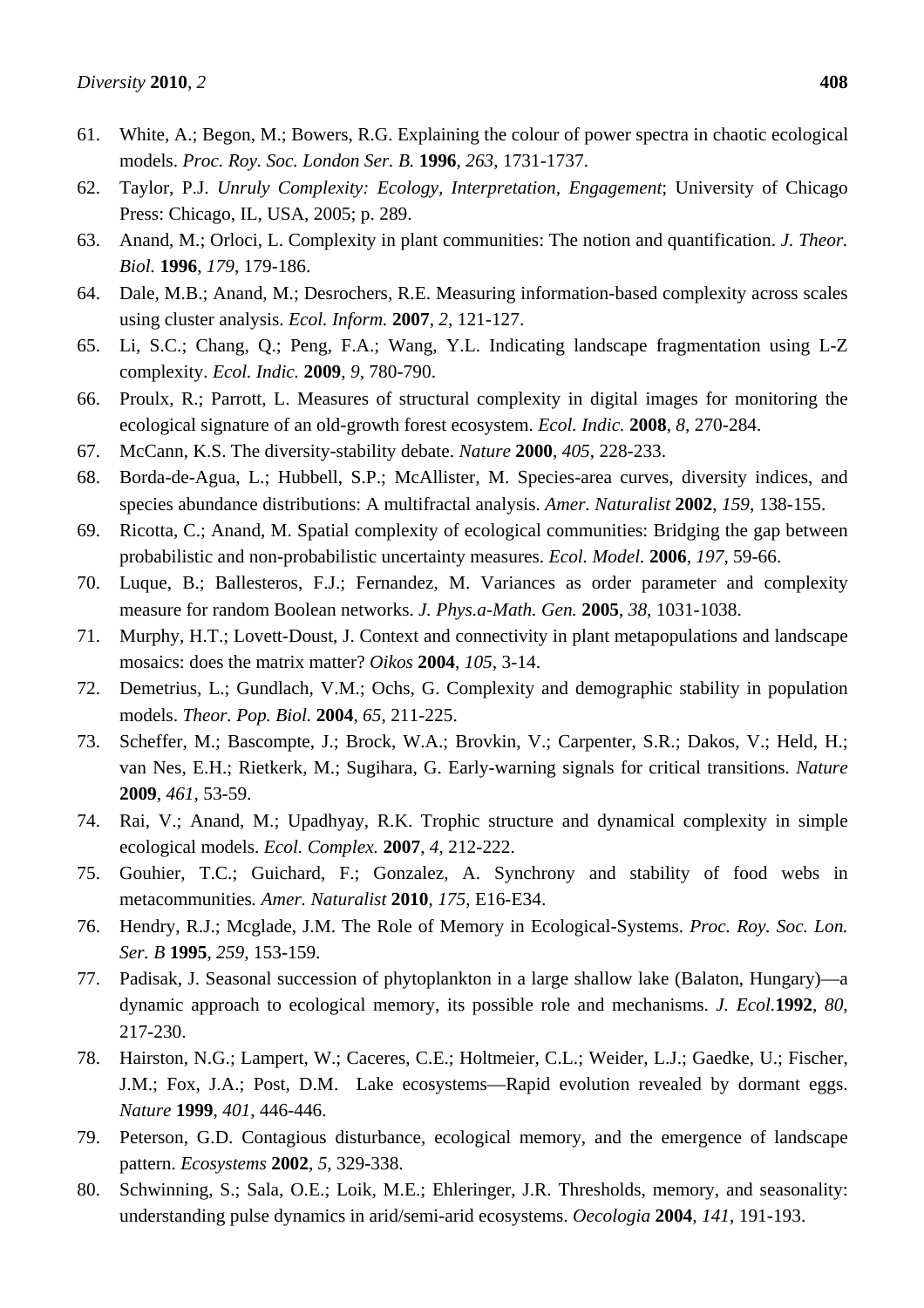61. White, A.; Begon, M.; Bowers, R.G. Explaining the colour of power spectra in chaotic ecological models. *Proc. Roy. Soc. London Ser. B.* **1996**, *263*, 1731-1737.
62. Taylor, P.J. *Unruly Complexity: Ecology, Interpretation, Engagement*; University of Chicago Press: Chicago, IL, USA, 2005; p. 289.
63. Anand, M.; Orloci, L. Complexity in plant communities: The notion and quantification. *J. Theor. Biol.* **1996**, *179*, 179-186.
64. Dale, M.B.; Anand, M.; Desrochers, R.E. Measuring information-based complexity across scales using cluster analysis. *Ecol. Inform.* **2007**, *2*, 121-127.
65. Li, S.C.; Chang, Q.; Peng, F.A.; Wang, Y.L. Indicating landscape fragmentation using L-Z complexity. *Ecol. Indic.* **2009**, *9*, 780-790.
66. Proulx, R.; Parrott, L. Measures of structural complexity in digital images for monitoring the ecological signature of an old-growth forest ecosystem. *Ecol. Indic.* **2008**, *8*, 270-284.
67. McCann, K.S. The diversity-stability debate. *Nature* **2000**, *405*, 228-233.
68. Borda-de-Agua, L.; Hubbell, S.P.; McAllister, M. Species-area curves, diversity indices, and species abundance distributions: A multifractal analysis. *Amer. Naturalist* **2002**, *159*, 138-155.
69. Ricotta, C.; Anand, M. Spatial complexity of ecological communities: Bridging the gap between probabilistic and non-probabilistic uncertainty measures. *Ecol. Model.* **2006**, *197*, 59-66.
70. Luque, B.; Ballesteros, F.J.; Fernandez, M. Variances as order parameter and complexity measure for random Boolean networks. *J. Phys.a-Math. Gen.* **2005**, *38*, 1031-1038.
71. Murphy, H.T.; Lovett-Doust, J. Context and connectivity in plant metapopulations and landscape mosaics: does the matrix matter? *Oikos* **2004**, *105*, 3-14.
72. Demetrius, L.; Gundlach, V.M.; Ochs, G. Complexity and demographic stability in population models. *Theor. Pop. Biol.* **2004**, *65*, 211-225.
73. Scheffer, M.; Bascompte, J.; Brock, W.A.; Brovkin, V.; Carpenter, S.R.; Dakos, V.; Held, H.; van Nes, E.H.; Rietkerk, M.; Sugihara, G. Early-warning signals for critical transitions. *Nature* **2009**, *461*, 53-59.
74. Rai, V.; Anand, M.; Upadhyay, R.K. Trophic structure and dynamical complexity in simple ecological models. *Ecol. Complex.* **2007**, *4*, 212-222.
75. Gouhier, T.C.; Guichard, F.; Gonzalez, A. Synchrony and stability of food webs in metacommunities. *Amer. Naturalist* **2010**, *175*, E16-E34.
76. Hendry, R.J.; Mcglade, J.M. The Role of Memory in Ecological-Systems. *Proc. Roy. Soc. Lon. Ser. B* **1995**, *259*, 153-159.
77. Padisak, J. Seasonal succession of phytoplankton in a large shallow lake (Balaton, Hungary)—a dynamic approach to ecological memory, its possible role and mechanisms. *J. Ecol.***1992**, *80*, 217-230.
78. Hairston, N.G.; Lampert, W.; Caceres, C.E.; Holtmeier, C.L.; Weider, L.J.; Gaedke, U.; Fischer, J.M.; Fox, J.A.; Post, D.M. Lake ecosystems—Rapid evolution revealed by dormant eggs. *Nature* **1999**, *401*, 446-446.
79. Peterson, G.D. Contagious disturbance, ecological memory, and the emergence of landscape pattern. *Ecosystems* **2002**, *5*, 329-338.
80. Schwinning, S.; Sala, O.E.; Loik, M.E.; Ehleringer, J.R. Thresholds, memory, and seasonality: understanding pulse dynamics in arid/semi-arid ecosystems. *Oecologia* **2004**, *141*, 191-193.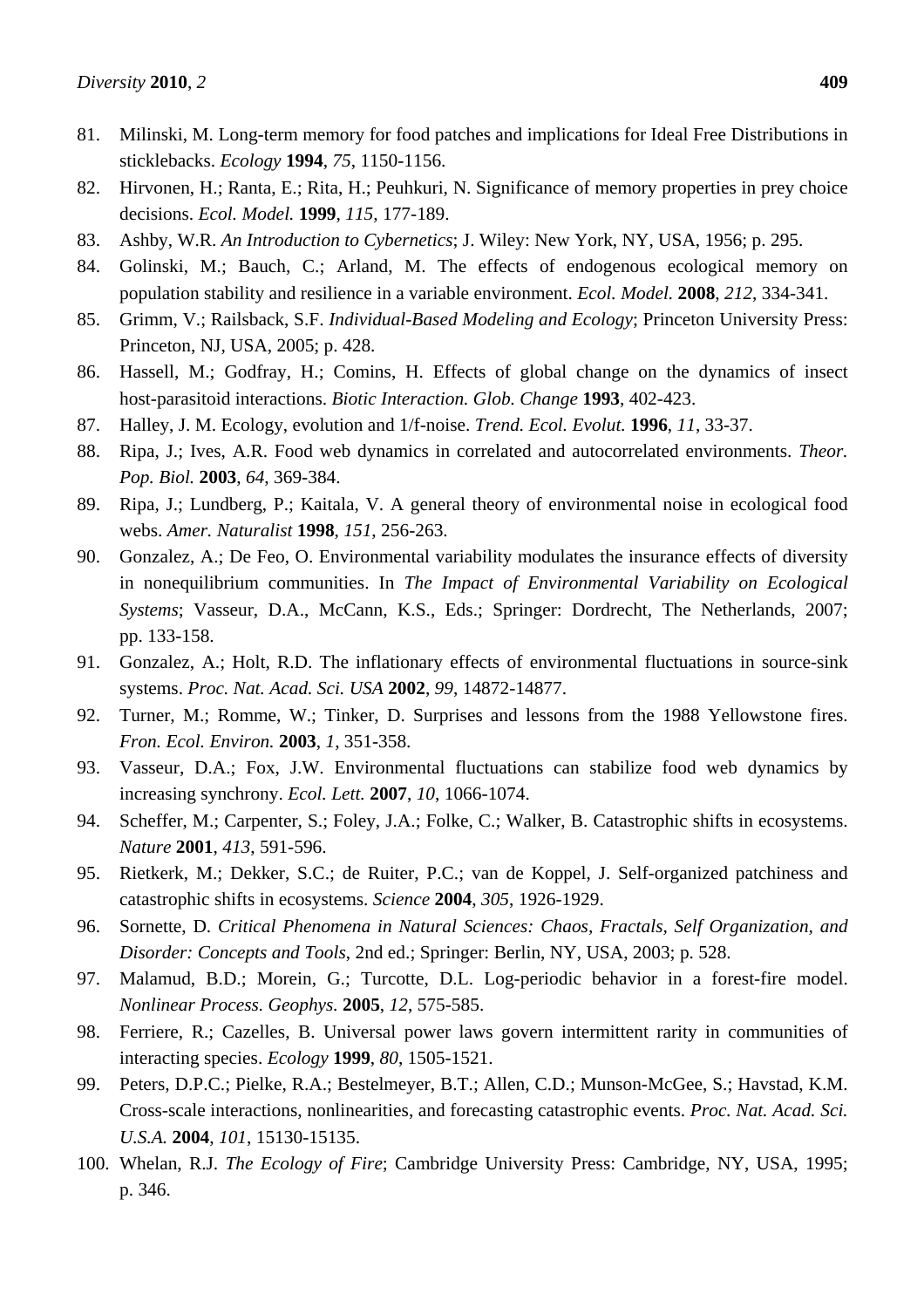81. Milinski, M. Long-term memory for food patches and implications for Ideal Free Distributions in sticklebacks. *Ecology* **1994**, *75*, 1150-1156.
82. Hirvonen, H.; Ranta, E.; Rita, H.; Peuhkuri, N. Significance of memory properties in prey choice decisions. *Ecol. Model.* **1999**, *115*, 177-189.
83. Ashby, W.R. *An Introduction to Cybernetics*; J. Wiley: New York, NY, USA, 1956; p. 295.
84. Golinski, M.; Bauch, C.; Arland, M. The effects of endogenous ecological memory on population stability and resilience in a variable environment. *Ecol. Model.* **2008**, *212*, 334-341.
85. Grimm, V.; Railsback, S.F. *Individual-Based Modeling and Ecology*; Princeton University Press: Princeton, NJ, USA, 2005; p. 428.
86. Hassell, M.; Godfray, H.; Comins, H. Effects of global change on the dynamics of insect host-parasitoid interactions. *Biotic Interaction. Glob. Change* **1993**, 402-423.
87. Halley, J. M. Ecology, evolution and 1/f-noise. *Trend. Ecol. Evolut.* **1996**, *11*, 33-37.
88. Ripa, J.; Ives, A.R. Food web dynamics in correlated and autocorrelated environments. *Theor. Pop. Biol.* **2003**, *64*, 369-384.
89. Ripa, J.; Lundberg, P.; Kaitala, V. A general theory of environmental noise in ecological food webs. *Amer. Naturalist* **1998**, *151*, 256-263.
90. Gonzalez, A.; De Feo, O. Environmental variability modulates the insurance effects of diversity in nonequilibrium communities. In *The Impact of Environmental Variability on Ecological Systems*; Vasseur, D.A., McCann, K.S., Eds.; Springer: Dordrecht, The Netherlands, 2007; pp. 133-158.
91. Gonzalez, A.; Holt, R.D. The inflationary effects of environmental fluctuations in source-sink systems. *Proc. Nat. Acad. Sci. USA* **2002**, *99*, 14872-14877.
92. Turner, M.; Romme, W.; Tinker, D. Surprises and lessons from the 1988 Yellowstone fires. *Fron. Ecol. Environ.* **2003**, *1*, 351-358.
93. Vasseur, D.A.; Fox, J.W. Environmental fluctuations can stabilize food web dynamics by increasing synchrony. *Ecol. Lett.* **2007**, *10*, 1066-1074.
94. Scheffer, M.; Carpenter, S.; Foley, J.A.; Folke, C.; Walker, B. Catastrophic shifts in ecosystems. *Nature* **2001**, *413*, 591-596.
95. Rietkerk, M.; Dekker, S.C.; de Ruiter, P.C.; van de Koppel, J. Self-organized patchiness and catastrophic shifts in ecosystems. *Science* **2004**, *305*, 1926-1929.
96. Sornette, D. *Critical Phenomena in Natural Sciences: Chaos, Fractals, Self Organization, and Disorder: Concepts and Tools*, 2nd ed.; Springer: Berlin, NY, USA, 2003; p. 528.
97. Malamud, B.D.; Morein, G.; Turcotte, D.L. Log-periodic behavior in a forest-fire model. *Nonlinear Process. Geophys.* **2005**, *12*, 575-585.
98. Ferriere, R.; Cazelles, B. Universal power laws govern intermittent rarity in communities of interacting species. *Ecology* **1999**, *80*, 1505-1521.
99. Peters, D.P.C.; Pielke, R.A.; Bestelmeyer, B.T.; Allen, C.D.; Munson-McGee, S.; Havstad, K.M. Cross-scale interactions, nonlinearities, and forecasting catastrophic events. *Proc. Nat. Acad. Sci. U.S.A.* **2004**, *101*, 15130-15135.
100. Whelan, R.J. *The Ecology of Fire*; Cambridge University Press: Cambridge, NY, USA, 1995; p. 346.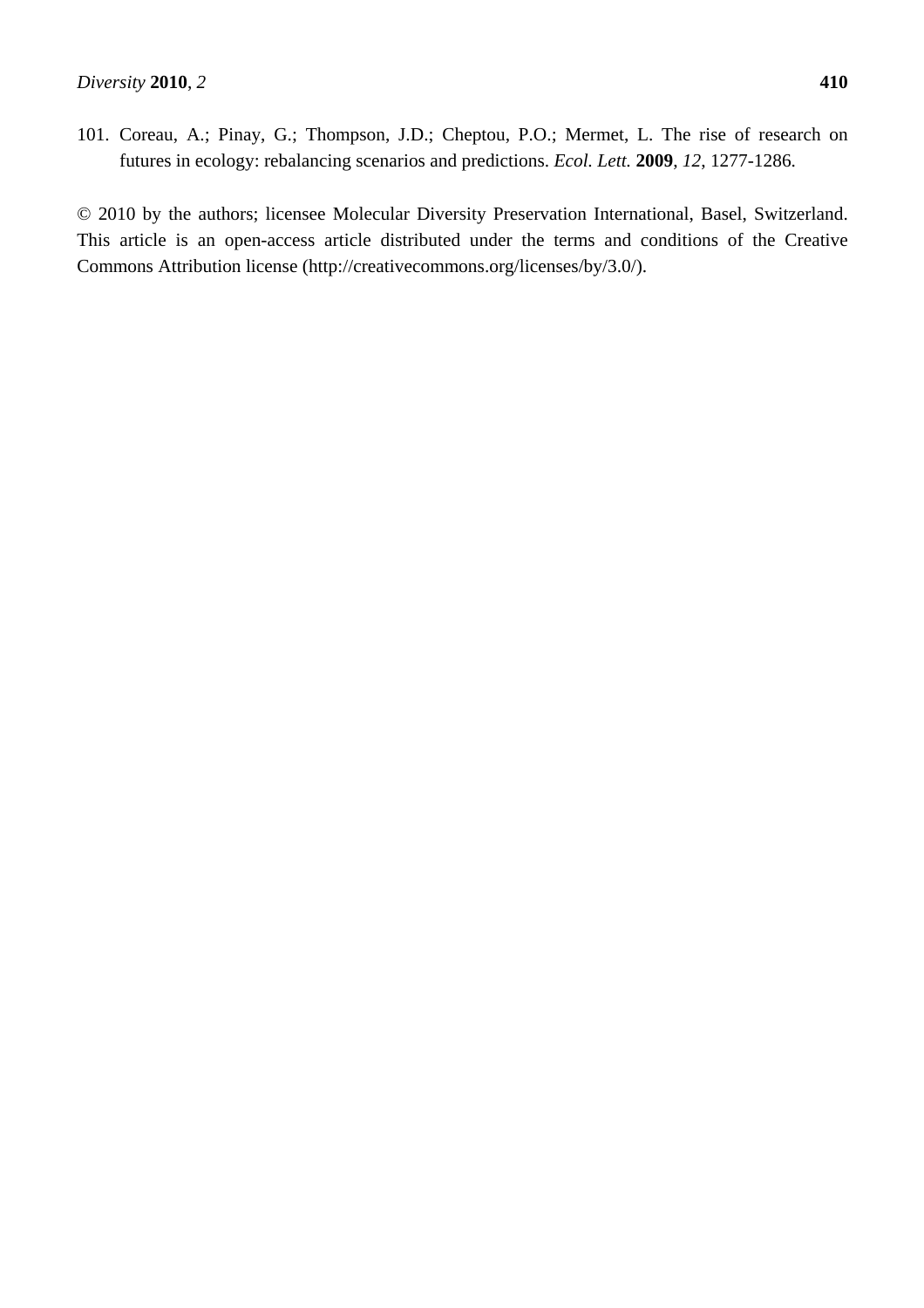101. Coreau, A.; Pinay, G.; Thompson, J.D.; Cheptou, P.O.; Mermet, L. The rise of research on futures in ecology: rebalancing scenarios and predictions. *Ecol. Lett.* **2009**, *12*, 1277-1286.

© 2010 by the authors; licensee Molecular Diversity Preservation International, Basel, Switzerland. This article is an open-access article distributed under the terms and conditions of the Creative Commons Attribution license (http://creativecommons.org/licenses/by/3.0/).